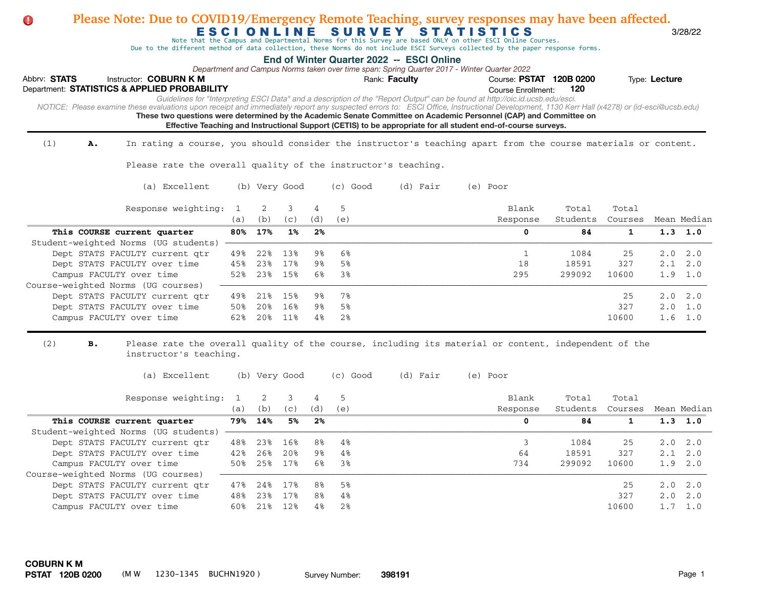**Please Note: Due to COVID19/Emergency Remote Teaching, survey responses may have been affected.**

# ESCI ONLINE SURVEY STATISTICS

3/28/22

Note that the Campus and Departmental Norms for this Survey are based ONLY on other ESCI Online Courses.
Due to the different method of data collection, these Norms do not include ESCI Surveys collected by the paper response forms.

## End of Winter Quarter 2022 -- ESCI Online

*Department and Campus Norms taken over time span: Spring Quarter 2017 - Winter Quarter 2022*

Abbrv: **STATS** Instructor: **COBURN K M** Rank: **Faculty** Course: **PSTAT 120B 0200** Type: **Lecture**
Department: **STATISTICS & APPLIED PROBABILITY** Course Enrollment: **120**

*Guidelines for "Interpreting ESCI Data" and a description of the "Report Output" can be found at http://oic.id.ucsb.edu/esci.*
*NOTICE: Please examine these evaluations upon receipt and immediately report any suspected errors to: ESCI Office, Instructional Development, 1130 Kerr Hall (x4278) or (id-esci@ucsb.edu)*

**These two questions were determined by the Academic Senate Committee on Academic Personnel (CAP) and Committee on Effective Teaching and Instructional Support (CETIS) to be appropriate for all student end-of-course surveys.**

(1) **A.** In rating a course, you should consider the instructor's teaching apart from the course materials or content.

Please rate the overall quality of the instructor's teaching.

(a) Excellent (b) Very Good (c) Good (d) Fair (e) Poor

| Response weighting: | 1 (a) | 2 (b) | 3 (c) | 4 (d) | 5 (e) | Blank Response | Total Students | Total Courses | Mean | Median |
|---|---|---|---|---|---|---|---|---|---|---|
| **This COURSE current quarter** | **80%** | **17%** | **1%** | **2%** | | **0** | **84** | **1** | **1.3** | **1.0** |
| Student-weighted Norms (UG students) | | | | | | | | | | |
| Dept STATS FACULTY current qtr | 49% | 22% | 13% | 9% | 6% | 1 | 1084 | 25 | 2.0 | 2.0 |
| Dept STATS FACULTY over time | 45% | 23% | 17% | 9% | 5% | 18 | 18591 | 327 | 2.1 | 2.0 |
| Campus FACULTY over time | 52% | 23% | 15% | 6% | 3% | 295 | 299092 | 10600 | 1.9 | 1.0 |
| Course-weighted Norms (UG courses) | | | | | | | | | | |
| Dept STATS FACULTY current qtr | 49% | 21% | 15% | 9% | 7% | | | 25 | 2.0 | 2.0 |
| Dept STATS FACULTY over time | 50% | 20% | 16% | 9% | 5% | | | 327 | 2.0 | 1.0 |
| Campus FACULTY over time | 62% | 20% | 11% | 4% | 2% | | | 10600 | 1.6 | 1.0 |

(2) **B.** Please rate the overall quality of the course, including its material or content, independent of the instructor's teaching.

(a) Excellent (b) Very Good (c) Good (d) Fair (e) Poor

| Response weighting: | 1 (a) | 2 (b) | 3 (c) | 4 (d) | 5 (e) | Blank Response | Total Students | Total Courses | Mean | Median |
|---|---|---|---|---|---|---|---|---|---|---|
| **This COURSE current quarter** | **79%** | **14%** | **5%** | **2%** | | **0** | **84** | **1** | **1.3** | **1.0** |
| Student-weighted Norms (UG students) | | | | | | | | | | |
| Dept STATS FACULTY current qtr | 48% | 23% | 16% | 8% | 4% | 3 | 1084 | 25 | 2.0 | 2.0 |
| Dept STATS FACULTY over time | 42% | 26% | 20% | 9% | 4% | 64 | 18591 | 327 | 2.1 | 2.0 |
| Campus FACULTY over time | 50% | 25% | 17% | 6% | 3% | 734 | 299092 | 10600 | 1.9 | 2.0 |
| Course-weighted Norms (UG courses) | | | | | | | | | | |
| Dept STATS FACULTY current qtr | 47% | 24% | 17% | 8% | 5% | | | 25 | 2.0 | 2.0 |
| Dept STATS FACULTY over time | 48% | 23% | 17% | 8% | 4% | | | 327 | 2.0 | 2.0 |
| Campus FACULTY over time | 60% | 21% | 12% | 4% | 2% | | | 10600 | 1.7 | 1.0 |

**COBURN K M**
**PSTAT 120B 0200** (M W 1230-1345 BUCHN1920 ) Survey Number: **398191**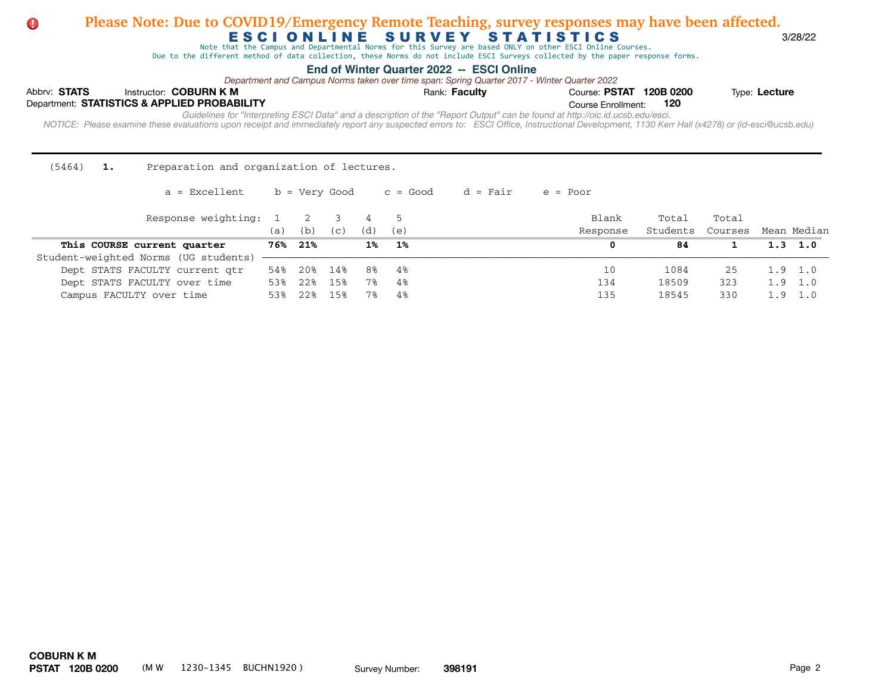**Please Note: Due to COVID19/Emergency Remote Teaching, survey responses may have been affected.**

# ESCI ONLINE SURVEY STATISTICS

3/28/22

Note that the Campus and Departmental Norms for this Survey are based ONLY on other ESCI Online Courses.
Due to the different method of data collection, these Norms do not include ESCI Surveys collected by the paper response forms.

**End of Winter Quarter 2022 -- ESCI Online**

*Department and Campus Norms taken over time span: Spring Quarter 2017 - Winter Quarter 2022*

Abbrv: **STATS** Instructor: **COBURN K M** Rank: **Faculty** Course: **PSTAT 120B 0200** Type: **Lecture**
Department: **STATISTICS & APPLIED PROBABILITY** Course Enrollment: **120**

*Guidelines for "Interpreting ESCI Data" and a description of the "Report Output" can be found at http://oic.id.ucsb.edu/esci.*
*NOTICE: Please examine these evaluations upon receipt and immediately report any suspected errors to: ESCI Office, Instructional Development, 1130 Kerr Hall (x4278) or (id-esci@ucsb.edu)*

---

(5464) **1.** Preparation and organization of lectures.

a = Excellent b = Very Good c = Good d = Fair e = Poor

| Response weighting: | 1 (a) | 2 (b) | 3 (c) | 4 (d) | 5 (e) | Blank Response | Total Students | Total Courses | Mean | Median |
|---|---|---|---|---|---|---|---|---|---|---|
| **This COURSE current quarter** | **76%** | **21%** | | **1%** | **1%** | **0** | **84** | **1** | **1.3** | **1.0** |
| Student-weighted Norms (UG students) | | | | | | | | | | |
| Dept STATS FACULTY current qtr | 54% | 20% | 14% | 8% | 4% | 10 | 1084 | 25 | 1.9 | 1.0 |
| Dept STATS FACULTY over time | 53% | 22% | 15% | 7% | 4% | 134 | 18509 | 323 | 1.9 | 1.0 |
| Campus FACULTY over time | 53% | 22% | 15% | 7% | 4% | 135 | 18545 | 330 | 1.9 | 1.0 |

**COBURN K M**
**PSTAT 120B 0200** (M W 1230-1345 BUCHN1920 ) Survey Number: **398191**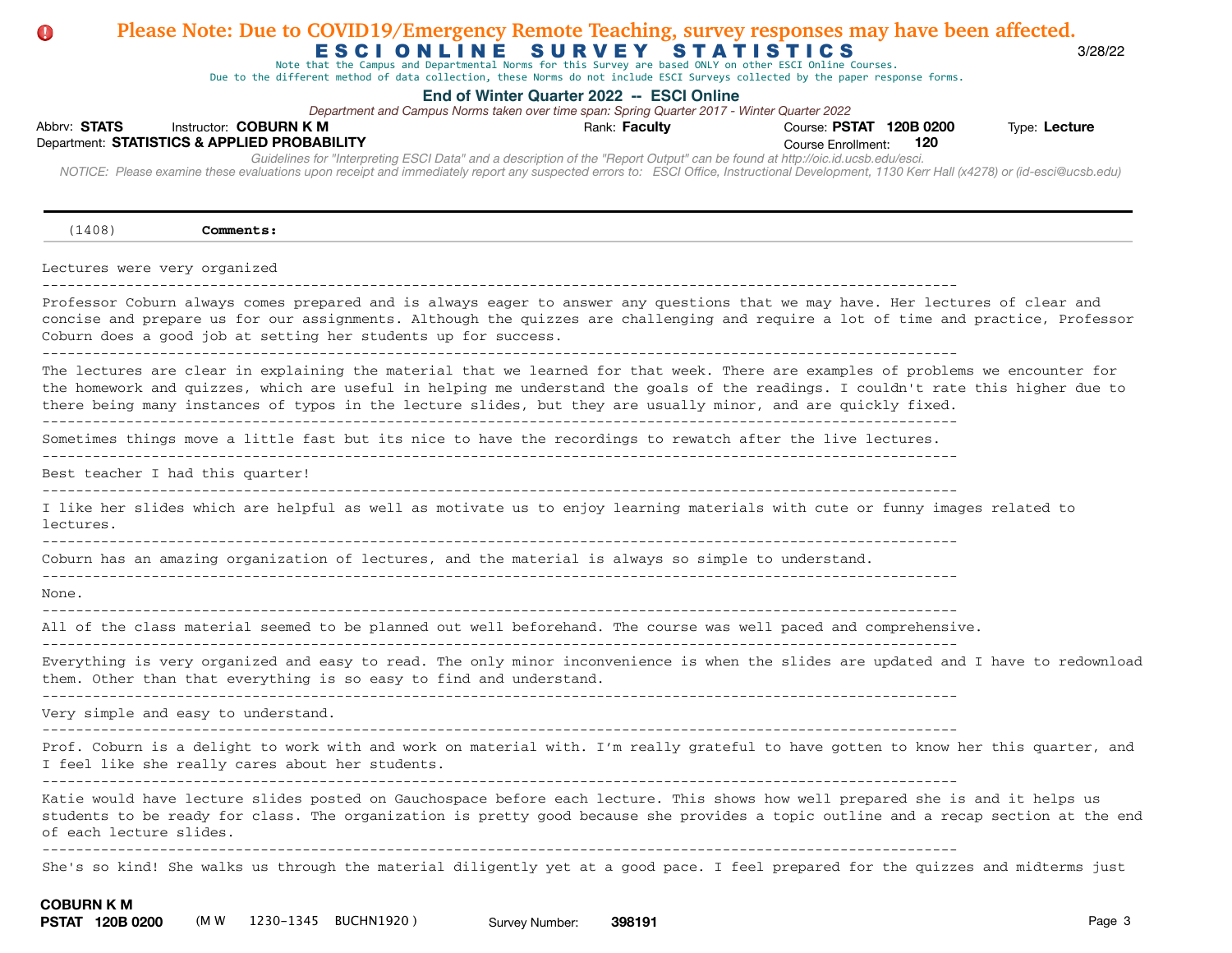(1408) **Comments:**

Lectures were very organized

---

Professor Coburn always comes prepared and is always eager to answer any questions that we may have. Her lectures of clear and concise and prepare us for our assignments. Although the quizzes are challenging and require a lot of time and practice, Professor Coburn does a good job at setting her students up for success.

---

The lectures are clear in explaining the material that we learned for that week. There are examples of problems we encounter for the homework and quizzes, which are useful in helping me understand the goals of the readings. I couldn't rate this higher due to there being many instances of typos in the lecture slides, but they are usually minor, and are quickly fixed.

---

Sometimes things move a little fast but its nice to have the recordings to rewatch after the live lectures.

---

Best teacher I had this quarter!

---

I like her slides which are helpful as well as motivate us to enjoy learning materials with cute or funny images related to lectures.

---

Coburn has an amazing organization of lectures, and the material is always so simple to understand.

---

None.

---

All of the class material seemed to be planned out well beforehand. The course was well paced and comprehensive.

---

Everything is very organized and easy to read. The only minor inconvenience is when the slides are updated and I have to redownload them. Other than that everything is so easy to find and understand.

---

Very simple and easy to understand.

---

Prof. Coburn is a delight to work with and work on material with. I'm really grateful to have gotten to know her this quarter, and I feel like she really cares about her students.

---

Katie would have lecture slides posted on Gauchospace before each lecture. This shows how well prepared she is and it helps us students to be ready for class. The organization is pretty good because she provides a topic outline and a recap section at the end of each lecture slides.

---

She's so kind! She walks us through the material diligently yet at a good pace. I feel prepared for the quizzes and midterms just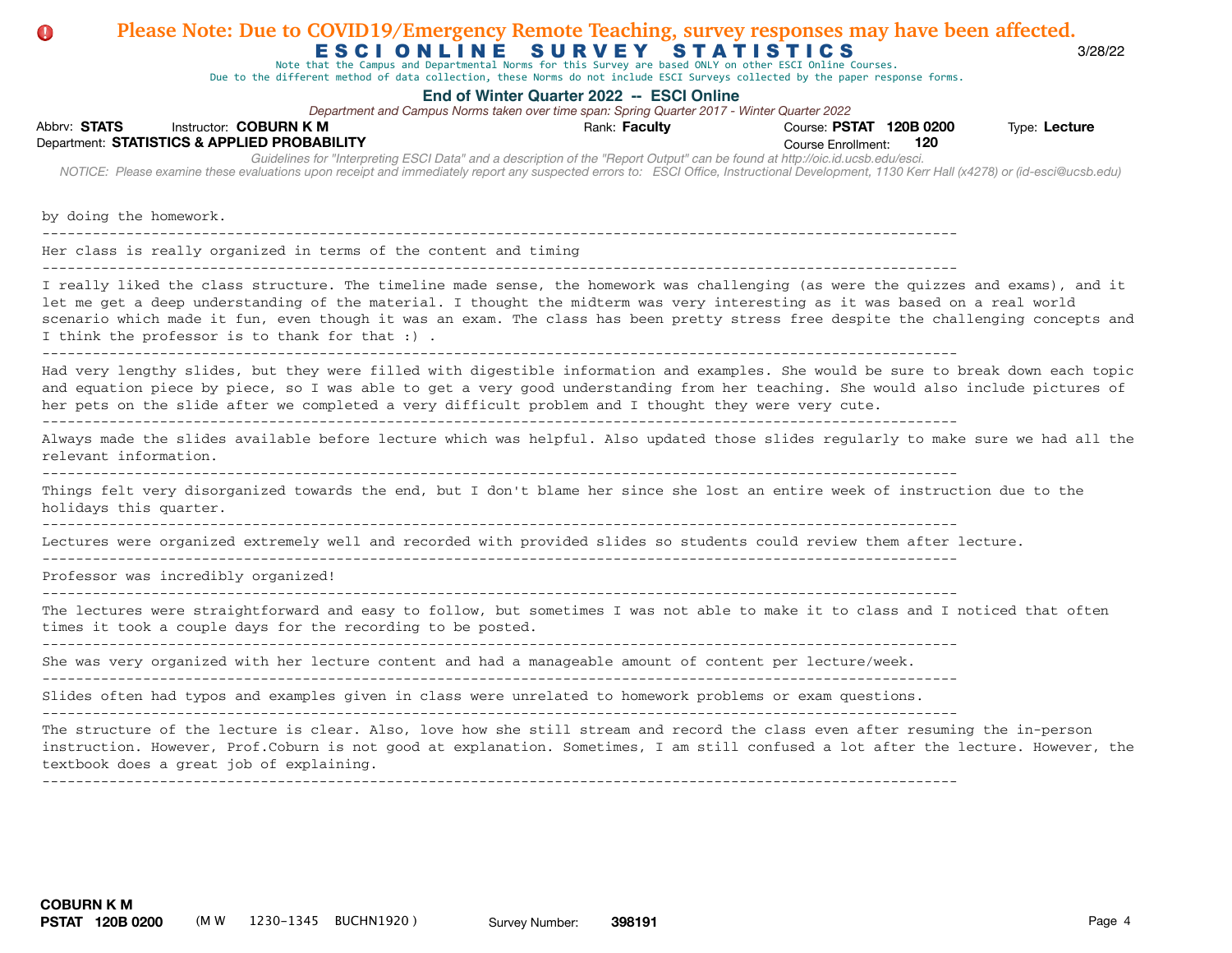**Please Note: Due to COVID19/Emergency Remote Teaching, survey responses may have been affected.**

# ESCI ONLINE SURVEY STATISTICS

3/28/22

Note that the Campus and Departmental Norms for this Survey are based ONLY on other ESCI Online Courses.
Due to the different method of data collection, these Norms do not include ESCI Surveys collected by the paper response forms.

**End of Winter Quarter 2022 -- ESCI Online**

*Department and Campus Norms taken over time span: Spring Quarter 2017 - Winter Quarter 2022*

Abbrv: **STATS** Instructor: **COBURN K M** Rank: **Faculty** Course: **PSTAT 120B 0200** Type: **Lecture**
Department: **STATISTICS & APPLIED PROBABILITY** Course Enrollment: **120**

*Guidelines for "Interpreting ESCI Data" and a description of the "Report Output" can be found at http://oic.id.ucsb.edu/esci.*
*NOTICE: Please examine these evaluations upon receipt and immediately report any suspected errors to: ESCI Office, Instructional Development, 1130 Kerr Hall (x4278) or (id-esci@ucsb.edu)*

by doing the homework.

---

Her class is really organized in terms of the content and timing

---

I really liked the class structure. The timeline made sense, the homework was challenging (as were the quizzes and exams), and it let me get a deep understanding of the material. I thought the midterm was very interesting as it was based on a real world scenario which made it fun, even though it was an exam. The class has been pretty stress free despite the challenging concepts and I think the professor is to thank for that :) .

---

Had very lengthy slides, but they were filled with digestible information and examples. She would be sure to break down each topic and equation piece by piece, so I was able to get a very good understanding from her teaching. She would also include pictures of her pets on the slide after we completed a very difficult problem and I thought they were very cute.

---

Always made the slides available before lecture which was helpful. Also updated those slides regularly to make sure we had all the relevant information.

---

Things felt very disorganized towards the end, but I don't blame her since she lost an entire week of instruction due to the holidays this quarter.

---

Lectures were organized extremely well and recorded with provided slides so students could review them after lecture.

---

Professor was incredibly organized!

---

The lectures were straightforward and easy to follow, but sometimes I was not able to make it to class and I noticed that often times it took a couple days for the recording to be posted.

---

She was very organized with her lecture content and had a manageable amount of content per lecture/week.

---

Slides often had typos and examples given in class were unrelated to homework problems or exam questions.

---

The structure of the lecture is clear. Also, love how she still stream and record the class even after resuming the in-person instruction. However, Prof.Coburn is not good at explanation. Sometimes, I am still confused a lot after the lecture. However, the textbook does a great job of explaining.

---

**COBURN K M**
**PSTAT 120B 0200** (M W 1230-1345 BUCHN1920 ) Survey Number: **398191**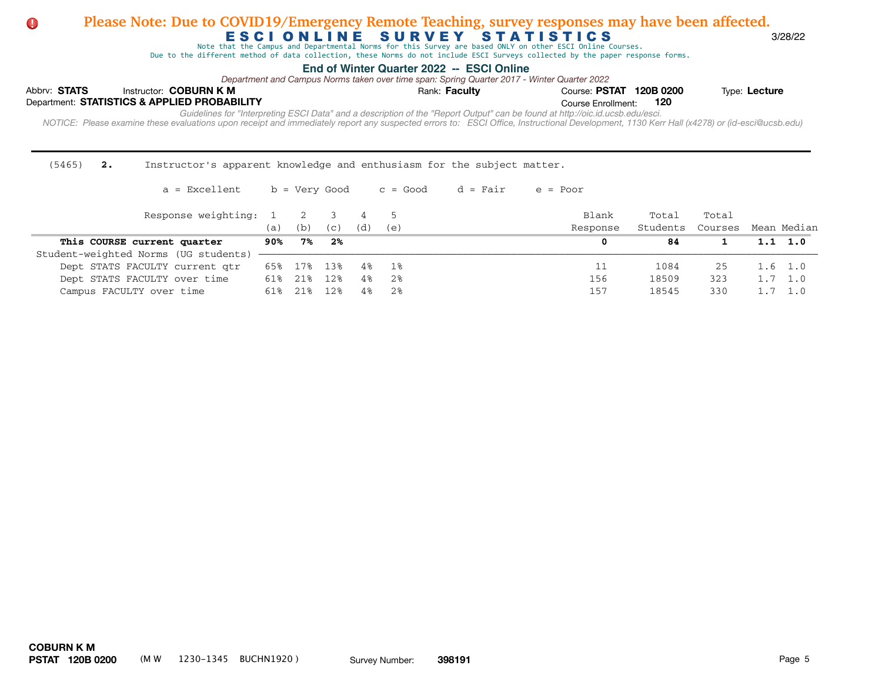**Please Note: Due to COVID19/Emergency Remote Teaching, survey responses may have been affected.**

# ESCI ONLINE SURVEY STATISTICS

3/28/22

Note that the Campus and Departmental Norms for this Survey are based ONLY on other ESCI Online Courses.
Due to the different method of data collection, these Norms do not include ESCI Surveys collected by the paper response forms.

## End of Winter Quarter 2022 -- ESCI Online

*Department and Campus Norms taken over time span: Spring Quarter 2017 - Winter Quarter 2022*

Abbrv: **STATS** Instructor: **COBURN K M** Rank: **Faculty** Course: **PSTAT 120B 0200** Type: **Lecture**
Department: **STATISTICS & APPLIED PROBABILITY** Course Enrollment: **120**

*Guidelines for "Interpreting ESCI Data" and a description of the "Report Output" can be found at http://oic.id.ucsb.edu/esci.*
*NOTICE: Please examine these evaluations upon receipt and immediately report any suspected errors to: ESCI Office, Instructional Development, 1130 Kerr Hall (x4278) or (id-esci@ucsb.edu)*

---

(5465) **2.** Instructor's apparent knowledge and enthusiasm for the subject matter.

a = Excellent b = Very Good c = Good d = Fair e = Poor

| Response weighting: | 1 (a) | 2 (b) | 3 (c) | 4 (d) | 5 (e) | Blank Response | Total Students | Total Courses | Mean | Median |
|---|---|---|---|---|---|---|---|---|---|---|
| **This COURSE current quarter** | **90%** | **7%** | **2%** | | | **0** | **84** | **1** | **1.1** | **1.0** |
| Student-weighted Norms (UG students) | | | | | | | | | | |
| Dept STATS FACULTY current qtr | 65% | 17% | 13% | 4% | 1% | 11 | 1084 | 25 | 1.6 | 1.0 |
| Dept STATS FACULTY over time | 61% | 21% | 12% | 4% | 2% | 156 | 18509 | 323 | 1.7 | 1.0 |
| Campus FACULTY over time | 61% | 21% | 12% | 4% | 2% | 157 | 18545 | 330 | 1.7 | 1.0 |

**COBURN K M**
**PSTAT 120B 0200** (M W 1230-1345 BUCHN1920 ) Survey Number: **398191**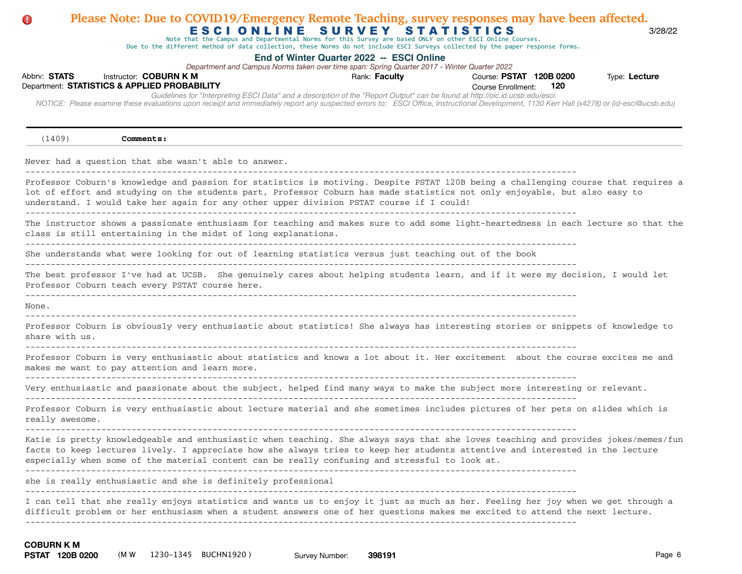**Please Note: Due to COVID19/Emergency Remote Teaching, survey responses may have been affected.**

# ESCI ONLINE SURVEY STATISTICS

3/28/22

Note that the Campus and Departmental Norms for this Survey are based ONLY on other ESCI Online Courses.
Due to the different method of data collection, these Norms do not include ESCI Surveys collected by the paper response forms.

## End of Winter Quarter 2022 -- ESCI Online

*Department and Campus Norms taken over time span: Spring Quarter 2017 - Winter Quarter 2022*

Abbrv: **STATS** Instructor: **COBURN K M** Rank: **Faculty** Course: **PSTAT 120B 0200** Type: **Lecture**
Department: **STATISTICS & APPLIED PROBABILITY** Course Enrollment: **120**

*Guidelines for "Interpreting ESCI Data" and a description of the "Report Output" can be found at http://oic.id.ucsb.edu/esci.*
*NOTICE: Please examine these evaluations upon receipt and immediately report any suspected errors to: ESCI Office, Instructional Development, 1130 Kerr Hall (x4278) or (id-esci@ucsb.edu)*

(1409) **Comments:**

Never had a question that she wasn't able to answer.

---

Professor Coburn's knowledge and passion for statistics is motiving. Despite PSTAT 120B being a challenging course that requires a lot of effort and studying on the students part, Professor Coburn has made statistics not only enjoyable, but also easy to understand. I would take her again for any other upper division PSTAT course if I could!

---

The instructor shows a passionate enthusiasm for teaching and makes sure to add some light-heartedness in each lecture so that the class is still entertaining in the midst of long explanations.

---

She understands what were looking for out of learning statistics versus just teaching out of the book

---

The best professor I've had at UCSB. She genuinely cares about helping students learn, and if it were my decision, I would let Professor Coburn teach every PSTAT course here.

---

None.

---

Professor Coburn is obviously very enthusiastic about statistics! She always has interesting stories or snippets of knowledge to share with us.

---

Professor Coburn is very enthusiastic about statistics and knows a lot about it. Her excitement about the course excites me and makes me want to pay attention and learn more.

---

Very enthusiastic and passionate about the subject, helped find many ways to make the subject more interesting or relevant.

---

Professor Coburn is very enthusiastic about lecture material and she sometimes includes pictures of her pets on slides which is really awesome.

---

Katie is pretty knowledgeable and enthusiastic when teaching. She always says that she loves teaching and provides jokes/memes/fun facts to keep lectures lively. I appreciate how she always tries to keep her students attentive and interested in the lecture especially when some of the material content can be really confusing and stressful to look at.

---

she is really enthusiastic and she is definitely professional

---

I can tell that she really enjoys statistics and wants us to enjoy it just as much as her. Feeling her joy when we get through a difficult problem or her enthusiasm when a student answers one of her questions makes me excited to attend the next lecture.

---

**COBURN K M**
**PSTAT 120B 0200** (M W 1230-1345 BUCHN1920 ) Survey Number: **398191**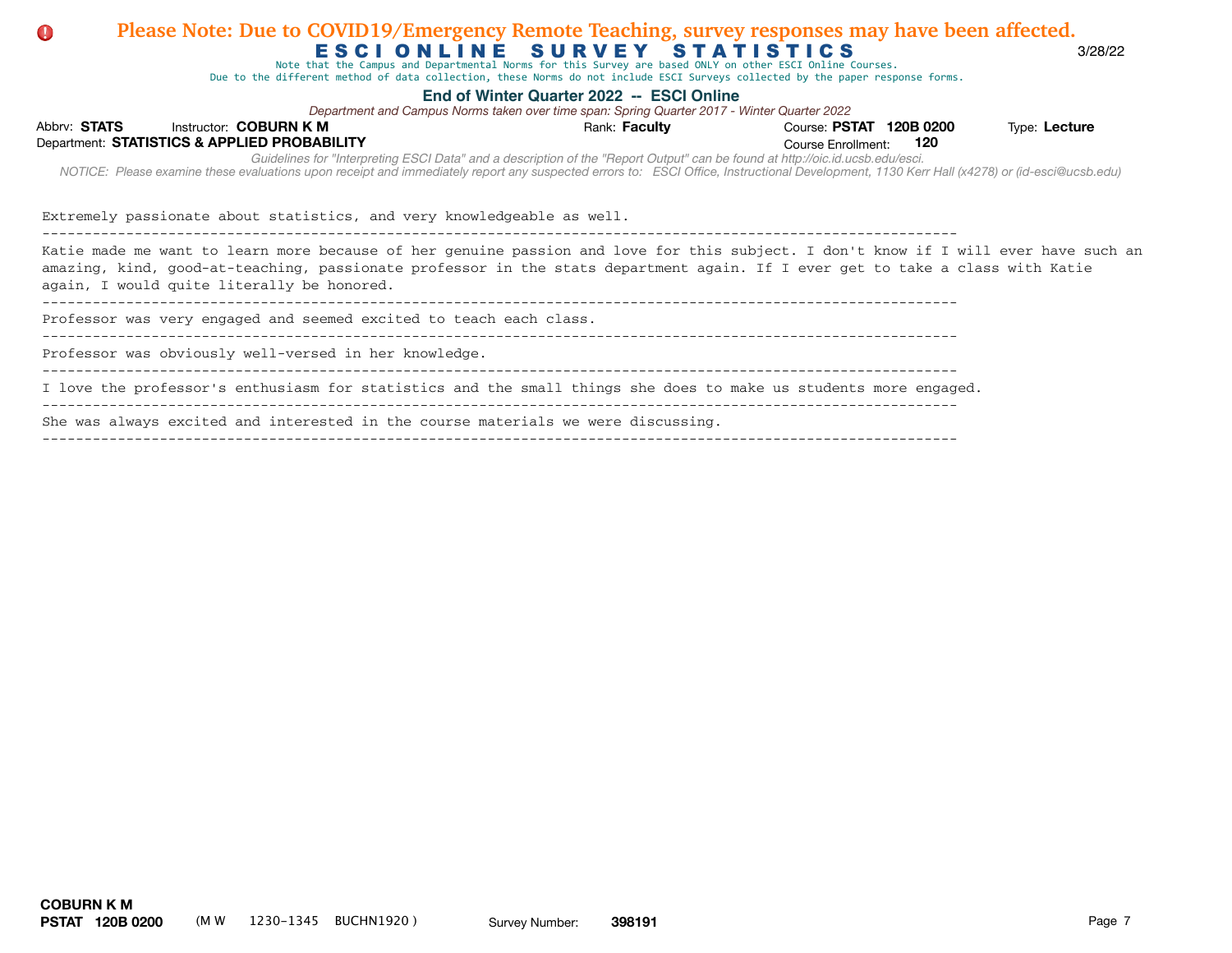**Please Note: Due to COVID19/Emergency Remote Teaching, survey responses may have been affected.**

# ESCI ONLINE SURVEY STATISTICS

3/28/22

Note that the Campus and Departmental Norms for this Survey are based ONLY on other ESCI Online Courses.
Due to the different method of data collection, these Norms do not include ESCI Surveys collected by the paper response forms.

## End of Winter Quarter 2022 -- ESCI Online

*Department and Campus Norms taken over time span: Spring Quarter 2017 - Winter Quarter 2022*

Abbrv: **STATS** Instructor: **COBURN K M** Rank: **Faculty** Course: **PSTAT 120B 0200** Type: **Lecture**
Department: **STATISTICS & APPLIED PROBABILITY** Course Enrollment: **120**

*Guidelines for "Interpreting ESCI Data" and a description of the "Report Output" can be found at http://oic.id.ucsb.edu/esci.*
*NOTICE: Please examine these evaluations upon receipt and immediately report any suspected errors to: ESCI Office, Instructional Development, 1130 Kerr Hall (x4278) or (id-esci@ucsb.edu)*

Extremely passionate about statistics, and very knowledgeable as well.

---

Katie made me want to learn more because of her genuine passion and love for this subject. I don't know if I will ever have such an amazing, kind, good-at-teaching, passionate professor in the stats department again. If I ever get to take a class with Katie again, I would quite literally be honored.

---

Professor was very engaged and seemed excited to teach each class.

---

Professor was obviously well-versed in her knowledge.

---

I love the professor's enthusiasm for statistics and the small things she does to make us students more engaged.

---

She was always excited and interested in the course materials we were discussing.

---

**COBURN K M**
**PSTAT 120B 0200** (M W 1230-1345 BUCHN1920 ) Survey Number: **398191**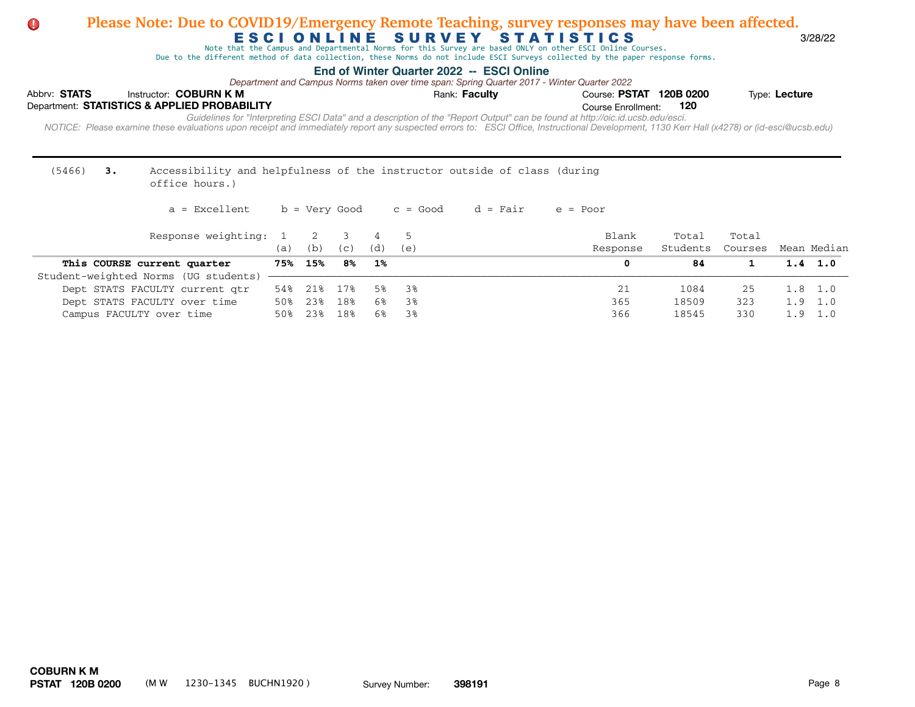**Please Note: Due to COVID19/Emergency Remote Teaching, survey responses may have been affected.**

# ESCI ONLINE SURVEY STATISTICS

3/28/22

Note that the Campus and Departmental Norms for this Survey are based ONLY on other ESCI Online Courses.
Due to the different method of data collection, these Norms do not include ESCI Surveys collected by the paper response forms.

## End of Winter Quarter 2022 -- ESCI Online

*Department and Campus Norms taken over time span: Spring Quarter 2017 - Winter Quarter 2022*

Abbrv: **STATS** Instructor: **COBURN K M** Rank: **Faculty** Course: **PSTAT 120B 0200** Type: **Lecture**

Department: **STATISTICS & APPLIED PROBABILITY** Course Enrollment: **120**

*Guidelines for "Interpreting ESCI Data" and a description of the "Report Output" can be found at http://oic.id.ucsb.edu/esci.*

*NOTICE: Please examine these evaluations upon receipt and immediately report any suspected errors to: ESCI Office, Instructional Development, 1130 Kerr Hall (x4278) or (id-esci@ucsb.edu)*

---

(5466) **3.** Accessibility and helpfulness of the instructor outside of class (during office hours.)

a = Excellent b = Very Good c = Good d = Fair e = Poor

| Response weighting: | 1 (a) | 2 (b) | 3 (c) | 4 (d) | 5 (e) | Blank Response | Total Students | Total Courses | Mean | Median |
|---|---|---|---|---|---|---|---|---|---|---|
| **This COURSE current quarter** | **75%** | **15%** | **8%** | **1%** | | **0** | **84** | **1** | **1.4** | **1.0** |
| Student-weighted Norms (UG students) | | | | | | | | | | |
| Dept STATS FACULTY current qtr | 54% | 21% | 17% | 5% | 3% | 21 | 1084 | 25 | 1.8 | 1.0 |
| Dept STATS FACULTY over time | 50% | 23% | 18% | 6% | 3% | 365 | 18509 | 323 | 1.9 | 1.0 |
| Campus FACULTY over time | 50% | 23% | 18% | 6% | 3% | 366 | 18545 | 330 | 1.9 | 1.0 |

**COBURN K M**
**PSTAT 120B 0200** (M W 1230-1345 BUCHN1920 ) Survey Number: **398191**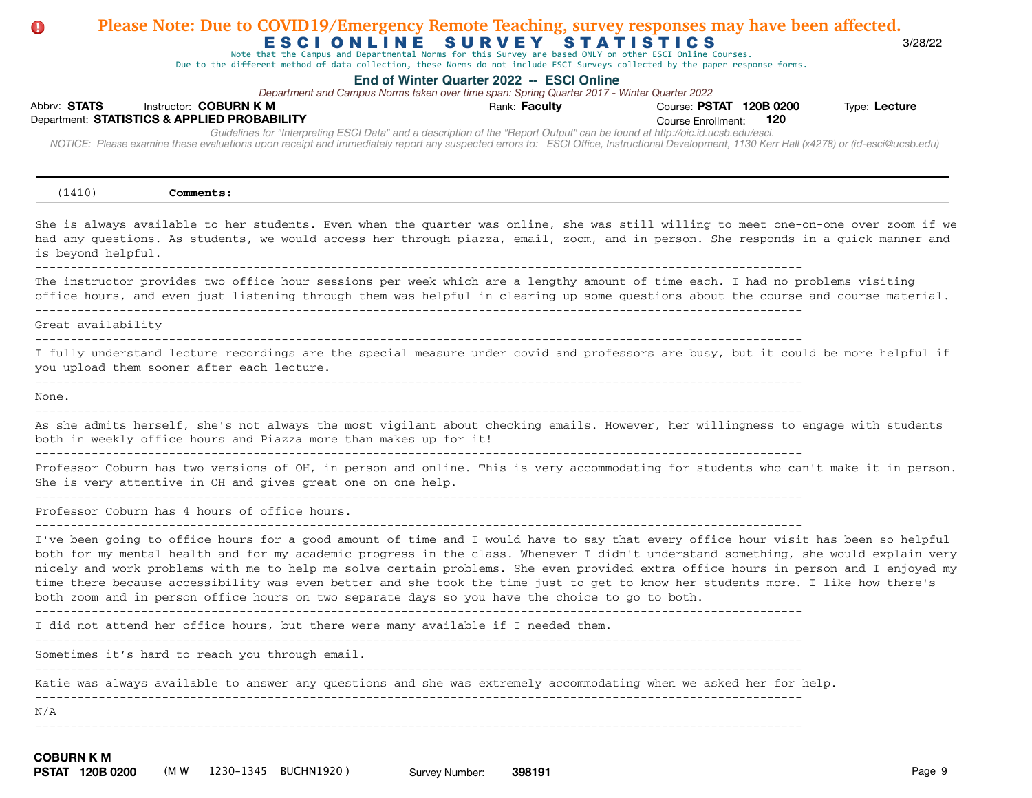**Please Note: Due to COVID19/Emergency Remote Teaching, survey responses may have been affected.**

# ESCI ONLINE SURVEY STATISTICS

3/28/22

Note that the Campus and Departmental Norms for this Survey are based ONLY on other ESCI Online Courses.
Due to the different method of data collection, these Norms do not include ESCI Surveys collected by the paper response forms.

## End of Winter Quarter 2022 -- ESCI Online

*Department and Campus Norms taken over time span: Spring Quarter 2017 - Winter Quarter 2022*

Abbrv: **STATS** Instructor: **COBURN K M** Rank: **Faculty** Course: **PSTAT 120B 0200** Type: **Lecture**
Department: **STATISTICS & APPLIED PROBABILITY** Course Enrollment: **120**

*Guidelines for "Interpreting ESCI Data" and a description of the "Report Output" can be found at http://oic.id.ucsb.edu/esci.*
*NOTICE: Please examine these evaluations upon receipt and immediately report any suspected errors to: ESCI Office, Instructional Development, 1130 Kerr Hall (x4278) or (id-esci@ucsb.edu)*

---

(1410) **Comments:**

She is always available to her students. Even when the quarter was online, she was still willing to meet one-on-one over zoom if we had any questions. As students, we would access her through piazza, email, zoom, and in person. She responds in a quick manner and is beyond helpful.

---

The instructor provides two office hour sessions per week which are a lengthy amount of time each. I had no problems visiting office hours, and even just listening through them was helpful in clearing up some questions about the course and course material.

---

Great availability

---

I fully understand lecture recordings are the special measure under covid and professors are busy, but it could be more helpful if you upload them sooner after each lecture.

---

None.

---

As she admits herself, she's not always the most vigilant about checking emails. However, her willingness to engage with students both in weekly office hours and Piazza more than makes up for it!

---

Professor Coburn has two versions of OH, in person and online. This is very accommodating for students who can't make it in person. She is very attentive in OH and gives great one on one help.

---

Professor Coburn has 4 hours of office hours.

---

I've been going to office hours for a good amount of time and I would have to say that every office hour visit has been so helpful both for my mental health and for my academic progress in the class. Whenever I didn't understand something, she would explain very nicely and work problems with me to help me solve certain problems. She even provided extra office hours in person and I enjoyed my time there because accessibility was even better and she took the time just to get to know her students more. I like how there's both zoom and in person office hours on two separate days so you have the choice to go to both.

---

I did not attend her office hours, but there were many available if I needed them.

---

Sometimes it’s hard to reach you through email.

---

Katie was always available to answer any questions and she was extremely accommodating when we asked her for help.

---

N/A

---

**COBURN K M**
**PSTAT 120B 0200** (M W 1230-1345 BUCHN1920 ) Survey Number: **398191**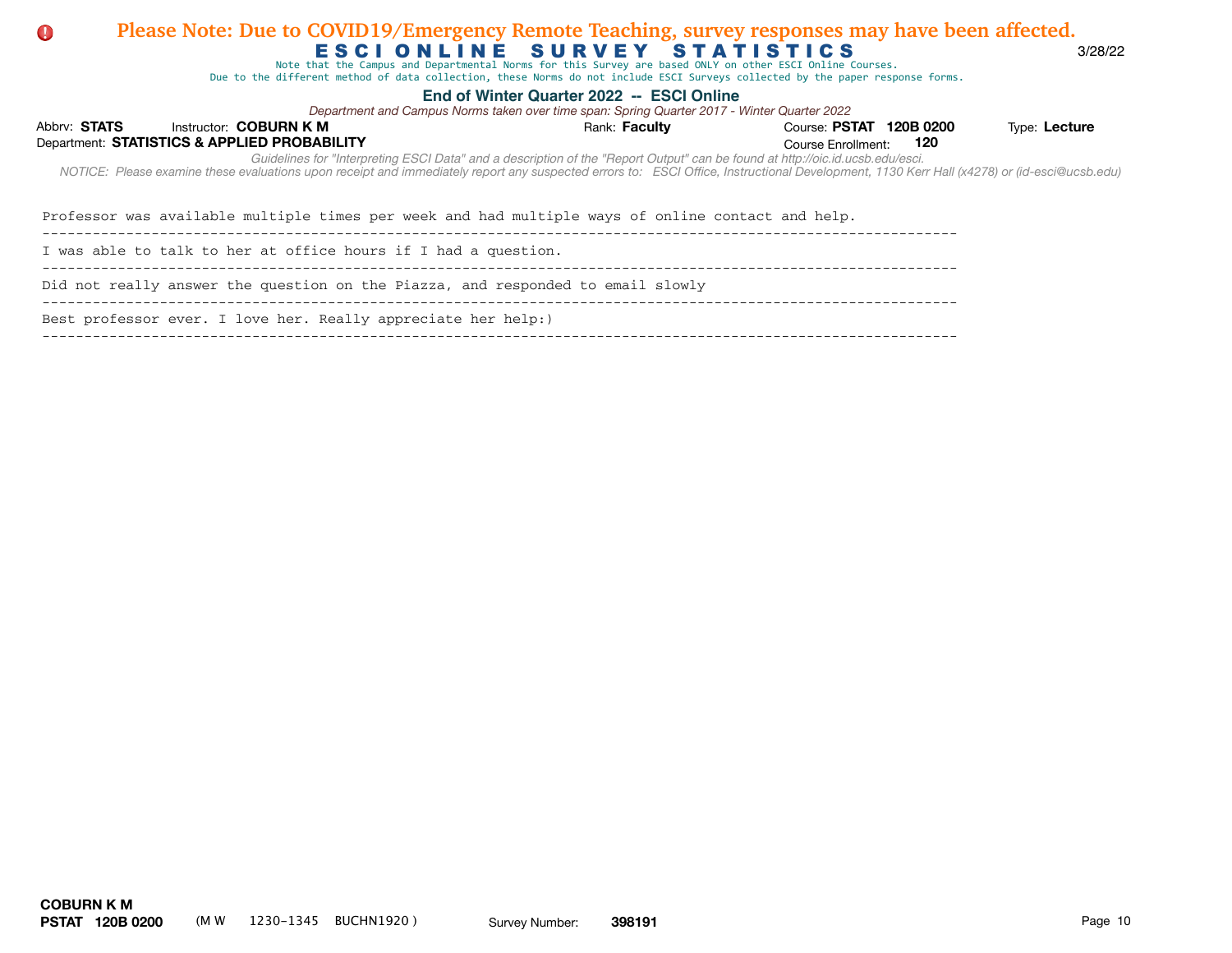**Please Note: Due to COVID19/Emergency Remote Teaching, survey responses may have been affected.**

# ESCI ONLINE SURVEY STATISTICS

3/28/22

Note that the Campus and Departmental Norms for this Survey are based ONLY on other ESCI Online Courses.
Due to the different method of data collection, these Norms do not include ESCI Surveys collected by the paper response forms.

## End of Winter Quarter 2022 -- ESCI Online

*Department and Campus Norms taken over time span: Spring Quarter 2017 - Winter Quarter 2022*

Abbrv: **STATS** Instructor: **COBURN K M** Rank: **Faculty** Course: **PSTAT 120B 0200** Type: **Lecture**
Department: **STATISTICS & APPLIED PROBABILITY** Course Enrollment: **120**

*Guidelines for "Interpreting ESCI Data" and a description of the "Report Output" can be found at http://oic.id.ucsb.edu/esci.*
*NOTICE: Please examine these evaluations upon receipt and immediately report any suspected errors to: ESCI Office, Instructional Development, 1130 Kerr Hall (x4278) or (id-esci@ucsb.edu)*

Professor was available multiple times per week and had multiple ways of online contact and help.

---

I was able to talk to her at office hours if I had a question.

---

Did not really answer the question on the Piazza, and responded to email slowly

---

Best professor ever. I love her. Really appreciate her help:)

---

**COBURN K M**
**PSTAT 120B 0200** (M W 1230-1345 BUCHN1920 ) Survey Number: **398191**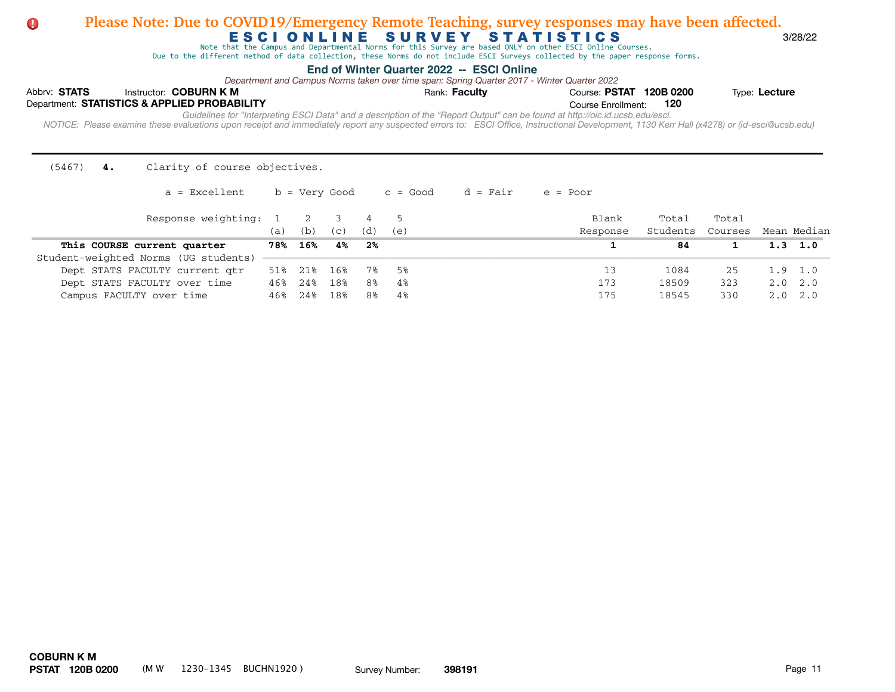**Please Note: Due to COVID19/Emergency Remote Teaching, survey responses may have been affected.**

# ESCI ONLINE SURVEY STATISTICS

3/28/22

Note that the Campus and Departmental Norms for this Survey are based ONLY on other ESCI Online Courses.
Due to the different method of data collection, these Norms do not include ESCI Surveys collected by the paper response forms.

**End of Winter Quarter 2022 -- ESCI Online**

*Department and Campus Norms taken over time span: Spring Quarter 2017 - Winter Quarter 2022*

Abbrv: **STATS** Instructor: **COBURN K M** Rank: **Faculty** Course: **PSTAT 120B 0200** Type: **Lecture**

Department: **STATISTICS & APPLIED PROBABILITY** Course Enrollment: **120**

*Guidelines for "Interpreting ESCI Data" and a description of the "Report Output" can be found at http://oic.id.ucsb.edu/esci.*

*NOTICE: Please examine these evaluations upon receipt and immediately report any suspected errors to: ESCI Office, Instructional Development, 1130 Kerr Hall (x4278) or (id-esci@ucsb.edu)*

---

(5467) **4.** Clarity of course objectives.

a = Excellent b = Very Good c = Good d = Fair e = Poor

| Response weighting: | 1 (a) | 2 (b) | 3 (c) | 4 (d) | 5 (e) | Blank Response | Total Students | Total Courses | Mean | Median |
|---|---|---|---|---|---|---|---|---|---|---|
| **This COURSE current quarter** | **78%** | **16%** | **4%** | **2%** | | **1** | **84** | **1** | **1.3** | **1.0** |
| Student-weighted Norms (UG students) | | | | | | | | | | |
| Dept STATS FACULTY current qtr | 51% | 21% | 16% | 7% | 5% | 13 | 1084 | 25 | 1.9 | 1.0 |
| Dept STATS FACULTY over time | 46% | 24% | 18% | 8% | 4% | 173 | 18509 | 323 | 2.0 | 2.0 |
| Campus FACULTY over time | 46% | 24% | 18% | 8% | 4% | 175 | 18545 | 330 | 2.0 | 2.0 |

**COBURN K M**
**PSTAT 120B 0200** (M W 1230-1345 BUCHN1920 ) Survey Number: **398191**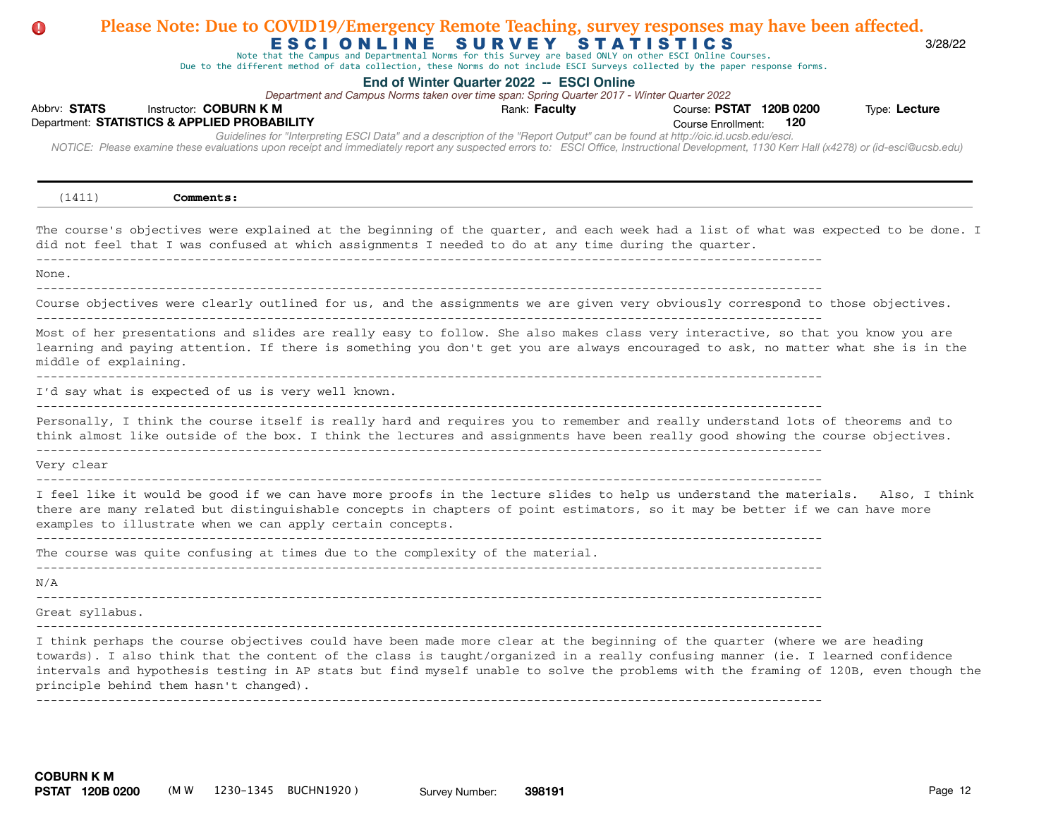**Please Note: Due to COVID19/Emergency Remote Teaching, survey responses may have been affected.**

# ESCI ONLINE SURVEY STATISTICS

3/28/22

Note that the Campus and Departmental Norms for this Survey are based ONLY on other ESCI Online Courses.
Due to the different method of data collection, these Norms do not include ESCI Surveys collected by the paper response forms.

## End of Winter Quarter 2022 -- ESCI Online

*Department and Campus Norms taken over time span: Spring Quarter 2017 - Winter Quarter 2022*

Abbrv: **STATS** Instructor: **COBURN K M** Rank: **Faculty** Course: **PSTAT 120B 0200** Type: **Lecture**
Department: **STATISTICS & APPLIED PROBABILITY** Course Enrollment: **120**

*Guidelines for "Interpreting ESCI Data" and a description of the "Report Output" can be found at http://oic.id.ucsb.edu/esci.*
*NOTICE: Please examine these evaluations upon receipt and immediately report any suspected errors to: ESCI Office, Instructional Development, 1130 Kerr Hall (x4278) or (id-esci@ucsb.edu)*

---

(1411) **Comments:**

The course's objectives were explained at the beginning of the quarter, and each week had a list of what was expected to be done. I did not feel that I was confused at which assignments I needed to do at any time during the quarter.

---

None.

---

Course objectives were clearly outlined for us, and the assignments we are given very obviously correspond to those objectives.

---

Most of her presentations and slides are really easy to follow. She also makes class very interactive, so that you know you are learning and paying attention. If there is something you don't get you are always encouraged to ask, no matter what she is in the middle of explaining.

---

I'd say what is expected of us is very well known.

---

Personally, I think the course itself is really hard and requires you to remember and really understand lots of theorems and to think almost like outside of the box. I think the lectures and assignments have been really good showing the course objectives.

---

Very clear

---

I feel like it would be good if we can have more proofs in the lecture slides to help us understand the materials. Also, I think there are many related but distinguishable concepts in chapters of point estimators, so it may be better if we can have more examples to illustrate when we can apply certain concepts.

---

The course was quite confusing at times due to the complexity of the material.

---

N/A

---

Great syllabus.

---

I think perhaps the course objectives could have been made more clear at the beginning of the quarter (where we are heading towards). I also think that the content of the class is taught/organized in a really confusing manner (ie. I learned confidence intervals and hypothesis testing in AP stats but find myself unable to solve the problems with the framing of 120B, even though the principle behind them hasn't changed).

---

**COBURN K M**
**PSTAT 120B 0200** (M W 1230-1345 BUCHN1920 ) Survey Number: **398191**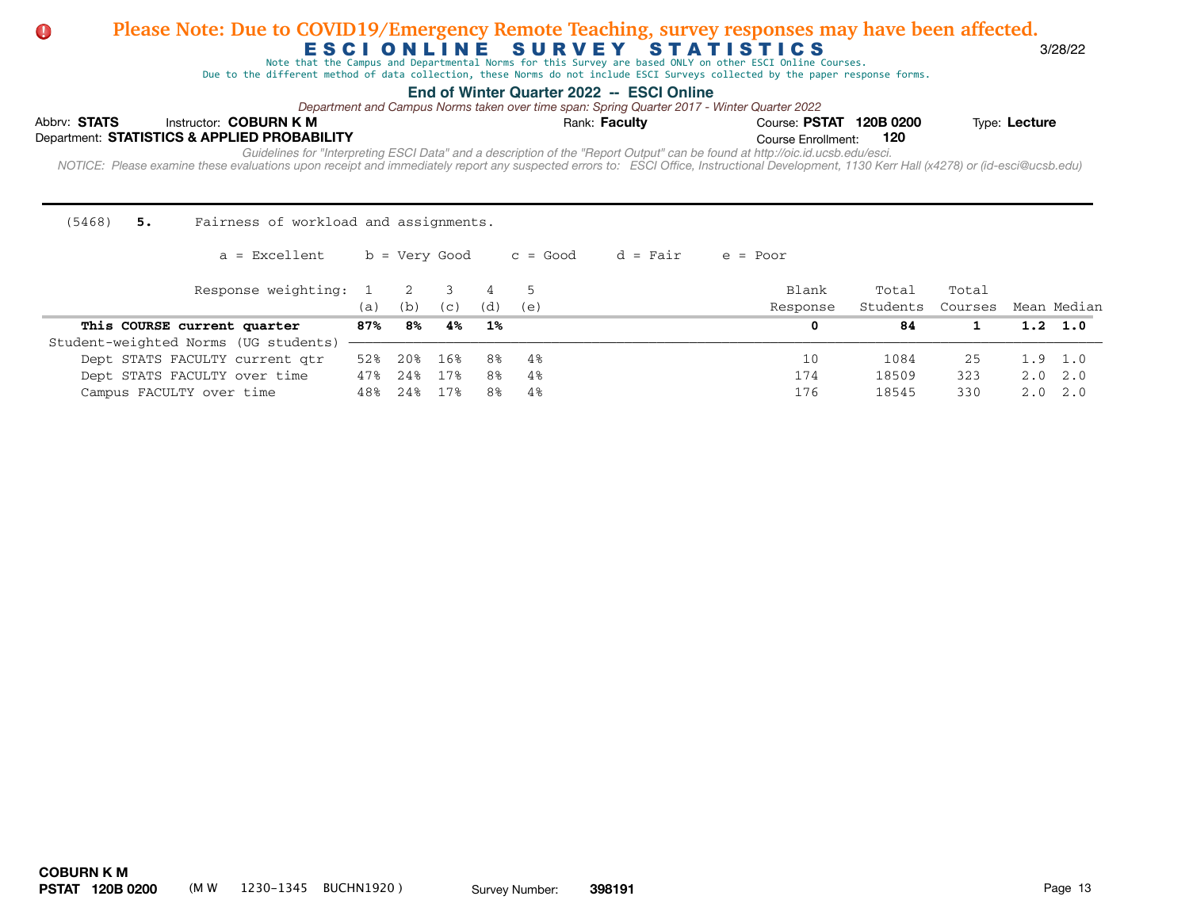**Please Note: Due to COVID19/Emergency Remote Teaching, survey responses may have been affected.**

# ESCI ONLINE SURVEY STATISTICS

3/28/22

Note that the Campus and Departmental Norms for this Survey are based ONLY on other ESCI Online Courses.
Due to the different method of data collection, these Norms do not include ESCI Surveys collected by the paper response forms.

## End of Winter Quarter 2022 -- ESCI Online

*Department and Campus Norms taken over time span: Spring Quarter 2017 - Winter Quarter 2022*

Abbrv: **STATS** Instructor: **COBURN K M** Rank: **Faculty** Course: **PSTAT 120B 0200** Type: **Lecture**

Department: **STATISTICS & APPLIED PROBABILITY** Course Enrollment: **120**

*Guidelines for "Interpreting ESCI Data" and a description of the "Report Output" can be found at http://oic.id.ucsb.edu/esci.*

*NOTICE: Please examine these evaluations upon receipt and immediately report any suspected errors to: ESCI Office, Instructional Development, 1130 Kerr Hall (x4278) or (id-esci@ucsb.edu)*

---

(5468) **5.** Fairness of workload and assignments.

a = Excellent b = Very Good c = Good d = Fair e = Poor

| Response weighting: | 1 (a) | 2 (b) | 3 (c) | 4 (d) | 5 (e) | Blank Response | Total Students | Total Courses | Mean | Median |
|---|---|---|---|---|---|---|---|---|---|---|
| **This COURSE current quarter** | **87%** | **8%** | **4%** | **1%** | | **0** | **84** | **1** | **1.2** | **1.0** |
| Student-weighted Norms (UG students) | | | | | | | | | | |
| Dept STATS FACULTY current qtr | 52% | 20% | 16% | 8% | 4% | 10 | 1084 | 25 | 1.9 | 1.0 |
| Dept STATS FACULTY over time | 47% | 24% | 17% | 8% | 4% | 174 | 18509 | 323 | 2.0 | 2.0 |
| Campus FACULTY over time | 48% | 24% | 17% | 8% | 4% | 176 | 18545 | 330 | 2.0 | 2.0 |

**COBURN K M**
**PSTAT 120B 0200** (M W 1230-1345 BUCHN1920 ) Survey Number: **398191**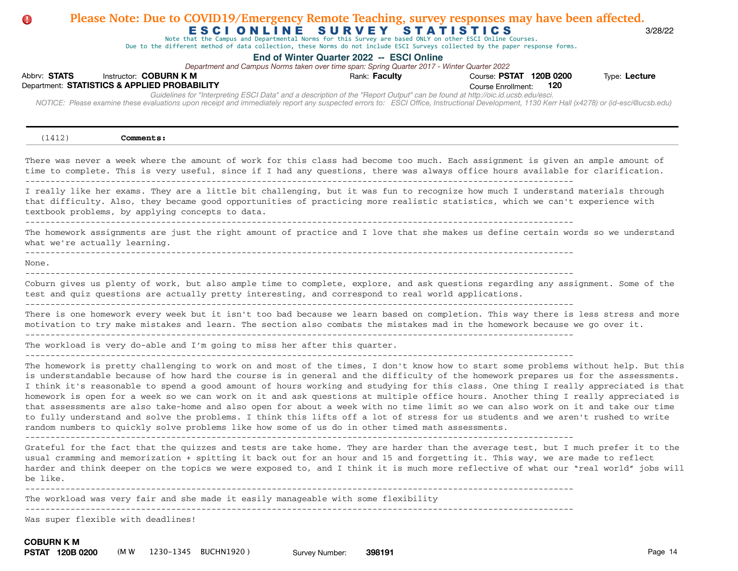**Please Note: Due to COVID19/Emergency Remote Teaching, survey responses may have been affected.**

# ESCI ONLINE SURVEY STATISTICS

3/28/22

Note that the Campus and Departmental Norms for this Survey are based ONLY on other ESCI Online Courses.
Due to the different method of data collection, these Norms do not include ESCI Surveys collected by the paper response forms.

## End of Winter Quarter 2022 -- ESCI Online

*Department and Campus Norms taken over time span: Spring Quarter 2017 - Winter Quarter 2022*

Abbrv: **STATS** Instructor: **COBURN K M** Rank: **Faculty** Course: **PSTAT 120B 0200** Type: **Lecture**
Department: **STATISTICS & APPLIED PROBABILITY** Course Enrollment: **120**

*Guidelines for "Interpreting ESCI Data" and a description of the "Report Output" can be found at http://oic.id.ucsb.edu/esci.*
*NOTICE: Please examine these evaluations upon receipt and immediately report any suspected errors to: ESCI Office, Instructional Development, 1130 Kerr Hall (x4278) or (id-esci@ucsb.edu)*

---

(1412) **Comments:**

There was never a week where the amount of work for this class had become too much. Each assignment is given an ample amount of time to complete. This is very useful, since if I had any questions, there was always office hours available for clarification.

---

I really like her exams. They are a little bit challenging, but it was fun to recognize how much I understand materials through that difficulty. Also, they became good opportunities of practicing more realistic statistics, which we can't experience with textbook problems, by applying concepts to data.

---

The homework assignments are just the right amount of practice and I love that she makes us define certain words so we understand what we're actually learning.

---

None.

---

Coburn gives us plenty of work, but also ample time to complete, explore, and ask questions regarding any assignment. Some of the test and quiz questions are actually pretty interesting, and correspond to real world applications.

---

There is one homework every week but it isn't too bad because we learn based on completion. This way there is less stress and more motivation to try make mistakes and learn. The section also combats the mistakes mad in the homework because we go over it.

---

The workload is very do-able and I'm going to miss her after this quarter.

---

The homework is pretty challenging to work on and most of the times, I don't know how to start some problems without help. But this is understandable because of how hard the course is in general and the difficulty of the homework prepares us for the assessments. I think it's reasonable to spend a good amount of hours working and studying for this class. One thing I really appreciated is that homework is open for a week so we can work on it and ask questions at multiple office hours. Another thing I really appreciated is that assessments are also take-home and also open for about a week with no time limit so we can also work on it and take our time to fully understand and solve the problems. I think this lifts off a lot of stress for us students and we aren't rushed to write random numbers to quickly solve problems like how some of us do in other timed math assessments.

---

Grateful for the fact that the quizzes and tests are take home. They are harder than the average test, but I much prefer it to the usual cramming and memorization + spitting it back out for an hour and 15 and forgetting it. This way, we are made to reflect harder and think deeper on the topics we were exposed to, and I think it is much more reflective of what our "real world" jobs will be like.

---

The workload was very fair and she made it easily manageable with some flexibility

---

Was super flexible with deadlines!

**COBURN K M**
**PSTAT 120B 0200** (M W 1230-1345 BUCHN1920 ) Survey Number: **398191**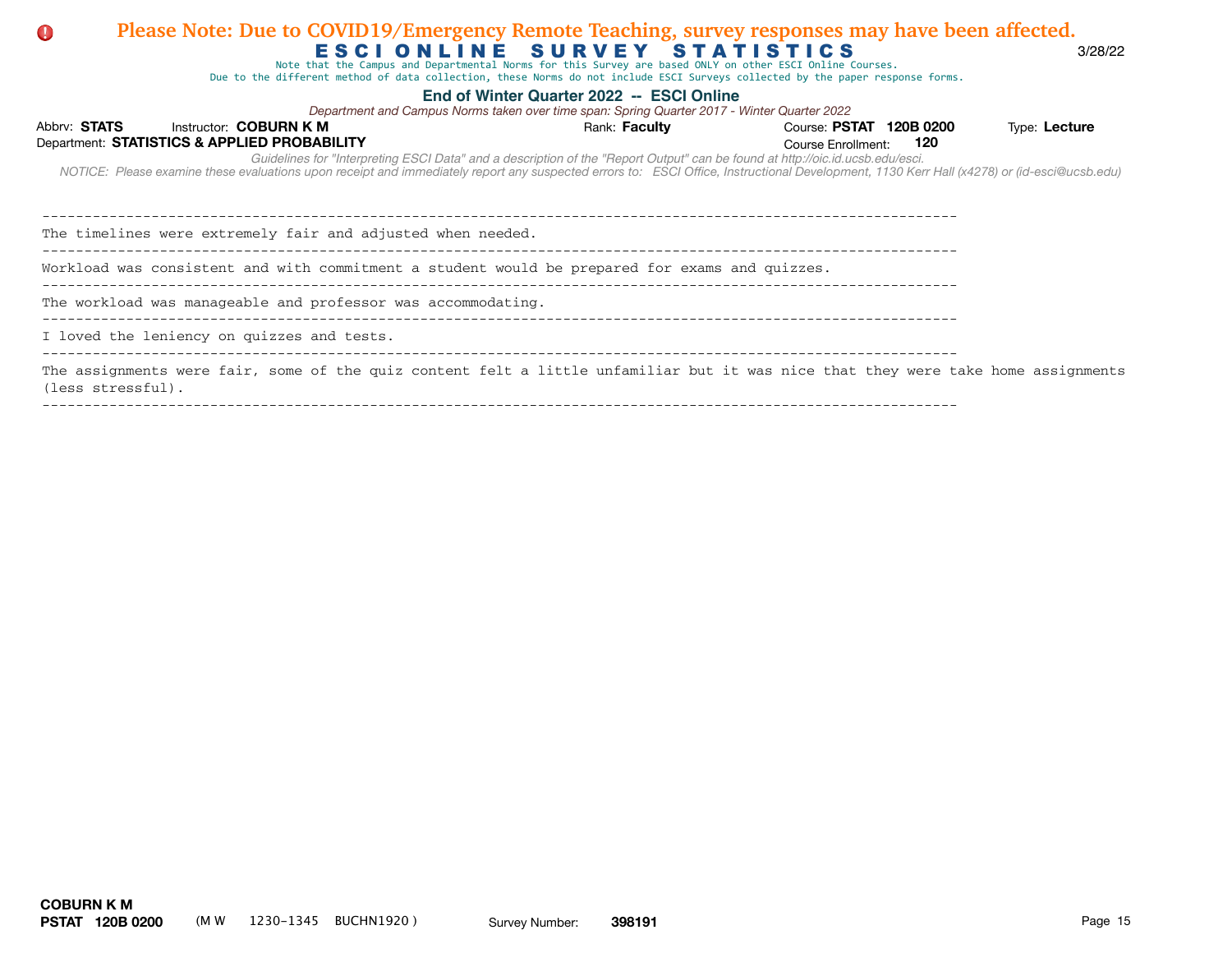**Please Note: Due to COVID19/Emergency Remote Teaching, survey responses may have been affected.**

# ESCI ONLINE SURVEY STATISTICS

3/28/22

Note that the Campus and Departmental Norms for this Survey are based ONLY on other ESCI Online Courses.
Due to the different method of data collection, these Norms do not include ESCI Surveys collected by the paper response forms.

**End of Winter Quarter 2022 -- ESCI Online**

*Department and Campus Norms taken over time span: Spring Quarter 2017 - Winter Quarter 2022*

Abbrv: **STATS** Instructor: **COBURN K M** Rank: **Faculty** Course: **PSTAT 120B 0200** Type: **Lecture**
Department: **STATISTICS & APPLIED PROBABILITY** Course Enrollment: **120**

*Guidelines for "Interpreting ESCI Data" and a description of the "Report Output" can be found at http://oic.id.ucsb.edu/esci.*
*NOTICE: Please examine these evaluations upon receipt and immediately report any suspected errors to: ESCI Office, Instructional Development, 1130 Kerr Hall (x4278) or (id-esci@ucsb.edu)*

---

The timelines were extremely fair and adjusted when needed.

---

Workload was consistent and with commitment a student would be prepared for exams and quizzes.

---

The workload was manageable and professor was accommodating.

---

I loved the leniency on quizzes and tests.

---

The assignments were fair, some of the quiz content felt a little unfamiliar but it was nice that they were take home assignments (less stressful).

---

**COBURN K M**
**PSTAT 120B 0200** (M W 1230-1345 BUCHN1920 ) Survey Number: **398191**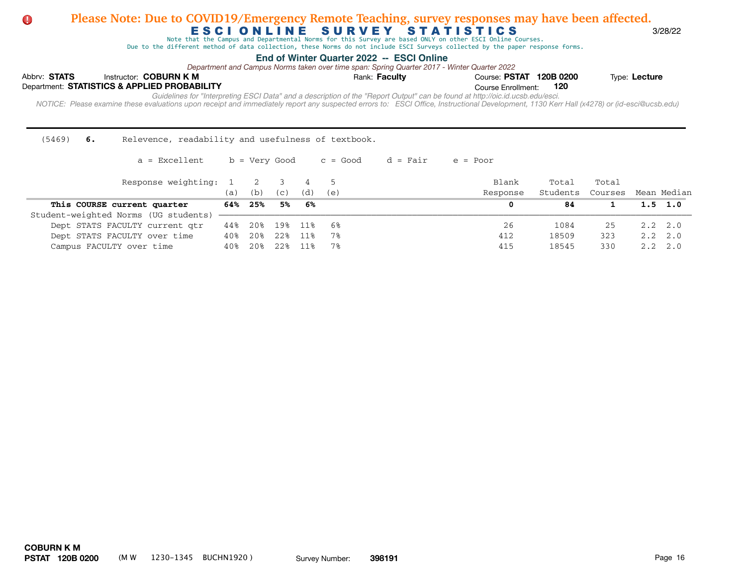**Please Note: Due to COVID19/Emergency Remote Teaching, survey responses may have been affected.**

# ESCI ONLINE SURVEY STATISTICS

3/28/22

Note that the Campus and Departmental Norms for this Survey are based ONLY on other ESCI Online Courses.
Due to the different method of data collection, these Norms do not include ESCI Surveys collected by the paper response forms.

**End of Winter Quarter 2022 -- ESCI Online**

*Department and Campus Norms taken over time span: Spring Quarter 2017 - Winter Quarter 2022*

Abbrv: **STATS** Instructor: **COBURN K M** Rank: **Faculty** Course: **PSTAT 120B 0200** Type: **Lecture**
Department: **STATISTICS & APPLIED PROBABILITY** Course Enrollment: **120**

*Guidelines for "Interpreting ESCI Data" and a description of the "Report Output" can be found at http://oic.id.ucsb.edu/esci.*
*NOTICE: Please examine these evaluations upon receipt and immediately report any suspected errors to: ESCI Office, Instructional Development, 1130 Kerr Hall (x4278) or (id-esci@ucsb.edu)*

---

(5469) **6.** Relevence, readability and usefulness of textbook.

a = Excellent b = Very Good c = Good d = Fair e = Poor

| Response weighting: | 1 (a) | 2 (b) | 3 (c) | 4 (d) | 5 (e) | Blank Response | Total Students | Total Courses | Mean | Median |
|---|---|---|---|---|---|---|---|---|---|---|
| **This COURSE current quarter** | **64%** | **25%** | **5%** | **6%** | | **0** | **84** | **1** | **1.5** | **1.0** |
| Student-weighted Norms (UG students) | | | | | | | | | | |
| Dept STATS FACULTY current qtr | 44% | 20% | 19% | 11% | 6% | 26 | 1084 | 25 | 2.2 | 2.0 |
| Dept STATS FACULTY over time | 40% | 20% | 22% | 11% | 7% | 412 | 18509 | 323 | 2.2 | 2.0 |
| Campus FACULTY over time | 40% | 20% | 22% | 11% | 7% | 415 | 18545 | 330 | 2.2 | 2.0 |

**COBURN K M**
**PSTAT 120B 0200** (M W 1230-1345 BUCHN1920 ) Survey Number: **398191**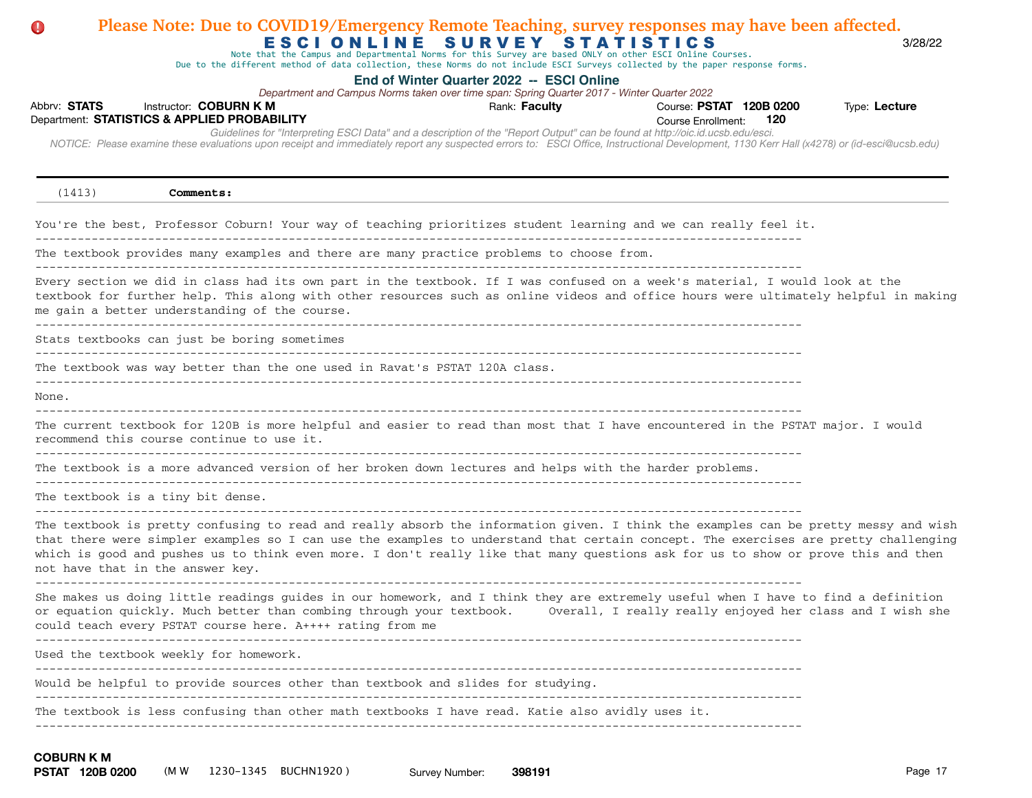**Please Note: Due to COVID19/Emergency Remote Teaching, survey responses may have been affected.**

# ESCI ONLINE SURVEY STATISTICS

3/28/22

Note that the Campus and Departmental Norms for this Survey are based ONLY on other ESCI Online Courses.
Due to the different method of data collection, these Norms do not include ESCI Surveys collected by the paper response forms.

## End of Winter Quarter 2022 -- ESCI Online

*Department and Campus Norms taken over time span: Spring Quarter 2017 - Winter Quarter 2022*

Abbrv: **STATS** Instructor: **COBURN K M** Rank: **Faculty** Course: **PSTAT 120B 0200** Type: **Lecture**
Department: **STATISTICS & APPLIED PROBABILITY** Course Enrollment: **120**

*Guidelines for "Interpreting ESCI Data" and a description of the "Report Output" can be found at http://oic.id.ucsb.edu/esci.*
*NOTICE: Please examine these evaluations upon receipt and immediately report any suspected errors to: ESCI Office, Instructional Development, 1130 Kerr Hall (x4278) or (id-esci@ucsb.edu)*

---

(1413) **Comments:**

You're the best, Professor Coburn! Your way of teaching prioritizes student learning and we can really feel it.

---

The textbook provides many examples and there are many practice problems to choose from.

---

Every section we did in class had its own part in the textbook. If I was confused on a week's material, I would look at the textbook for further help. This along with other resources such as online videos and office hours were ultimately helpful in making me gain a better understanding of the course.

---

Stats textbooks can just be boring sometimes

---

The textbook was way better than the one used in Ravat's PSTAT 120A class.

---

None.

---

The current textbook for 120B is more helpful and easier to read than most that I have encountered in the PSTAT major. I would recommend this course continue to use it.

---

The textbook is a more advanced version of her broken down lectures and helps with the harder problems.

---

The textbook is a tiny bit dense.

---

The textbook is pretty confusing to read and really absorb the information given. I think the examples can be pretty messy and wish that there were simpler examples so I can use the examples to understand that certain concept. The exercises are pretty challenging which is good and pushes us to think even more. I don't really like that many questions ask for us to show or prove this and then not have that in the answer key.

---

She makes us doing little readings guides in our homework, and I think they are extremely useful when I have to find a definition or equation quickly. Much better than combing through your textbook. Overall, I really really enjoyed her class and I wish she could teach every PSTAT course here. A++++ rating from me

---

Used the textbook weekly for homework.

---

Would be helpful to provide sources other than textbook and slides for studying.

---

The textbook is less confusing than other math textbooks I have read. Katie also avidly uses it.

---

**COBURN K M**
**PSTAT 120B 0200** (M W 1230-1345 BUCHN1920 ) Survey Number: **398191**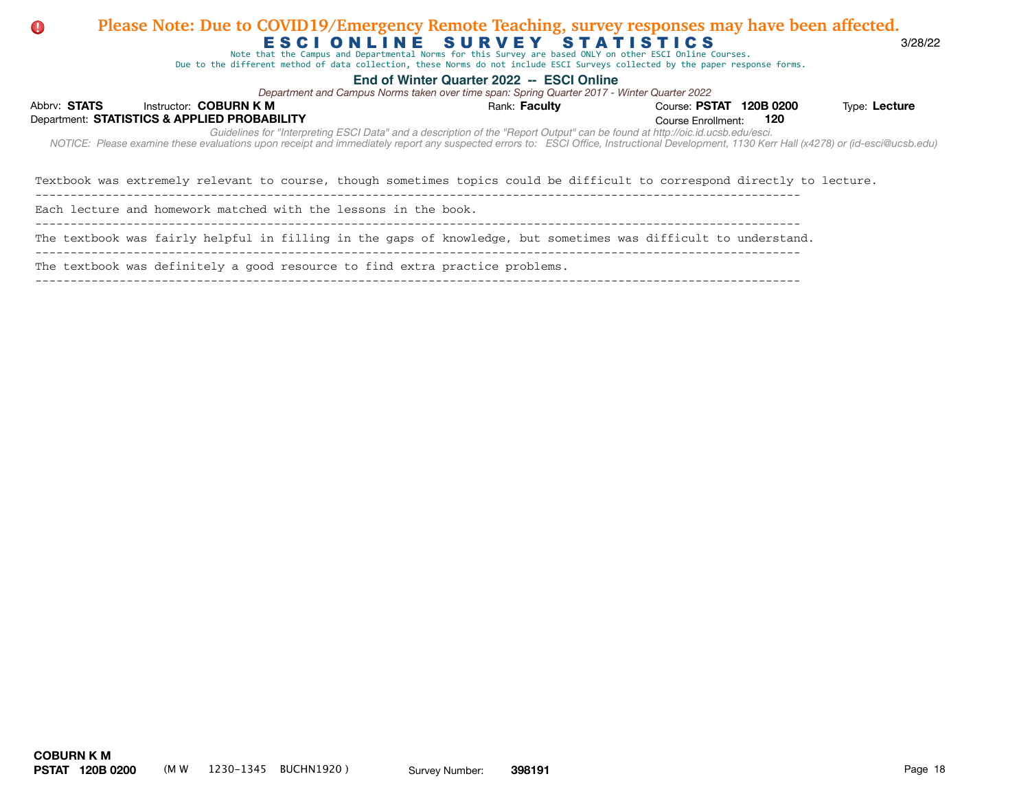**Please Note: Due to COVID19/Emergency Remote Teaching, survey responses may have been affected.**

# ESCI ONLINE SURVEY STATISTICS

3/28/22

Note that the Campus and Departmental Norms for this Survey are based ONLY on other ESCI Online Courses.
Due to the different method of data collection, these Norms do not include ESCI Surveys collected by the paper response forms.

**End of Winter Quarter 2022 -- ESCI Online**

*Department and Campus Norms taken over time span: Spring Quarter 2017 - Winter Quarter 2022*

Abbrv: **STATS** Instructor: **COBURN K M** Rank: **Faculty** Course: **PSTAT 120B 0200** Type: **Lecture**
Department: **STATISTICS & APPLIED PROBABILITY** Course Enrollment: **120**

*Guidelines for "Interpreting ESCI Data" and a description of the "Report Output" can be found at http://oic.id.ucsb.edu/esci.*
*NOTICE: Please examine these evaluations upon receipt and immediately report any suspected errors to: ESCI Office, Instructional Development, 1130 Kerr Hall (x4278) or (id-esci@ucsb.edu)*

Textbook was extremely relevant to course, though sometimes topics could be difficult to correspond directly to lecture.

---

Each lecture and homework matched with the lessons in the book.

---

The textbook was fairly helpful in filling in the gaps of knowledge, but sometimes was difficult to understand.

---

The textbook was definitely a good resource to find extra practice problems.

---

**COBURN K M**
**PSTAT 120B 0200** (M W 1230-1345 BUCHN1920 ) Survey Number: **398191**